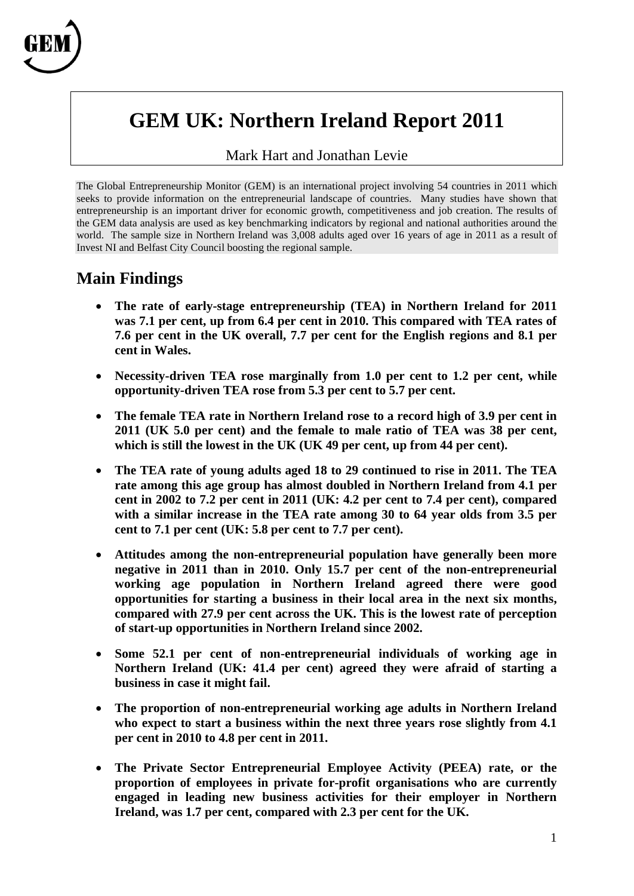# GEM UK: Northern Ireland Report 2011

Mark Hart and Jonathan Levie

The Global Entrepreneurship Monitor (GEM) is an international project involving 54 countries in 2011 which seeks to provide information on the entrepreneurial landscape of countries. Many studies have shown that entrepreneurship is an important driver for economic growth, competitiveness and job creation. The results of the GEM data analysis are used as key benchmarking indicators by regional and national authorities around the world. The sample size in Northern Ireland was 3,008 adults aged over 16 years of age in 2011 as a result of Invest NI and Belfast City Council boosting the regional sample.

## Main Findings

- **The rate of early-stage entrepreneurship (TEA) in Northern Ireland for 2011 was 7.1 per cent, up from 6.4 per cent in 2010. This compared with TEA rates of 7.6 per cent in the UK overall, 7.7 per cent for the English regions and 8.1 per cent in Wales.**
- **Necessity-driven TEA rose marginally from 1.0 per cent to 1.2 per cent, while opportunity-driven TEA rose from 5.3 per cent to 5.7 per cent.**
- **The female TEA rate in Northern Ireland rose to a record high of 3.9 per cent in 2011 (UK 5.0 per cent) and the female to male ratio of TEA was 38 per cent, which is still the lowest in the UK (UK 49 per cent, up from 44 per cent).**
- **The TEA rate of young adults aged 18 to 29 continued to rise in 2011. The TEA rate among this age group has almost doubled in Northern Ireland from 4.1 per cent in 2002 to 7.2 per cent in 2011 (UK: 4.2 per cent to 7.4 per cent), compared with a similar increase in the TEA rate among 30 to 64 year olds from 3.5 per cent to 7.1 per cent (UK: 5.8 per cent to 7.7 per cent).**
- **Attitudes among the non-entrepreneurial population have generally been more negative in 2011 than in 2010. Only 15.7 per cent of the non-entrepreneurial working age population in Northern Ireland agreed there were good opportunities for starting a business in their local area in the next six months, compared with 27.9 per cent across the UK. This is the lowest rate of perception of start-up opportunities in Northern Ireland since 2002.**
- **Some 52.1 per cent of non-entrepreneurial individuals of working age in Northern Ireland (UK: 41.4 per cent) agreed they were afraid of starting a business in case it might fail.**
- **The proportion of non-entrepreneurial working age adults in Northern Ireland who expect to start a business within the next three years rose slightly from 4.1 per cent in 2010 to 4.8 per cent in 2011.**
- **The Private Sector Entrepreneurial Employee Activity (PEEA) rate, or the proportion of employees in private for-profit organisations who are currently engaged in leading new business activities for their employer in Northern Ireland, was 1.7 per cent, compared with 2.3 per cent for the UK.**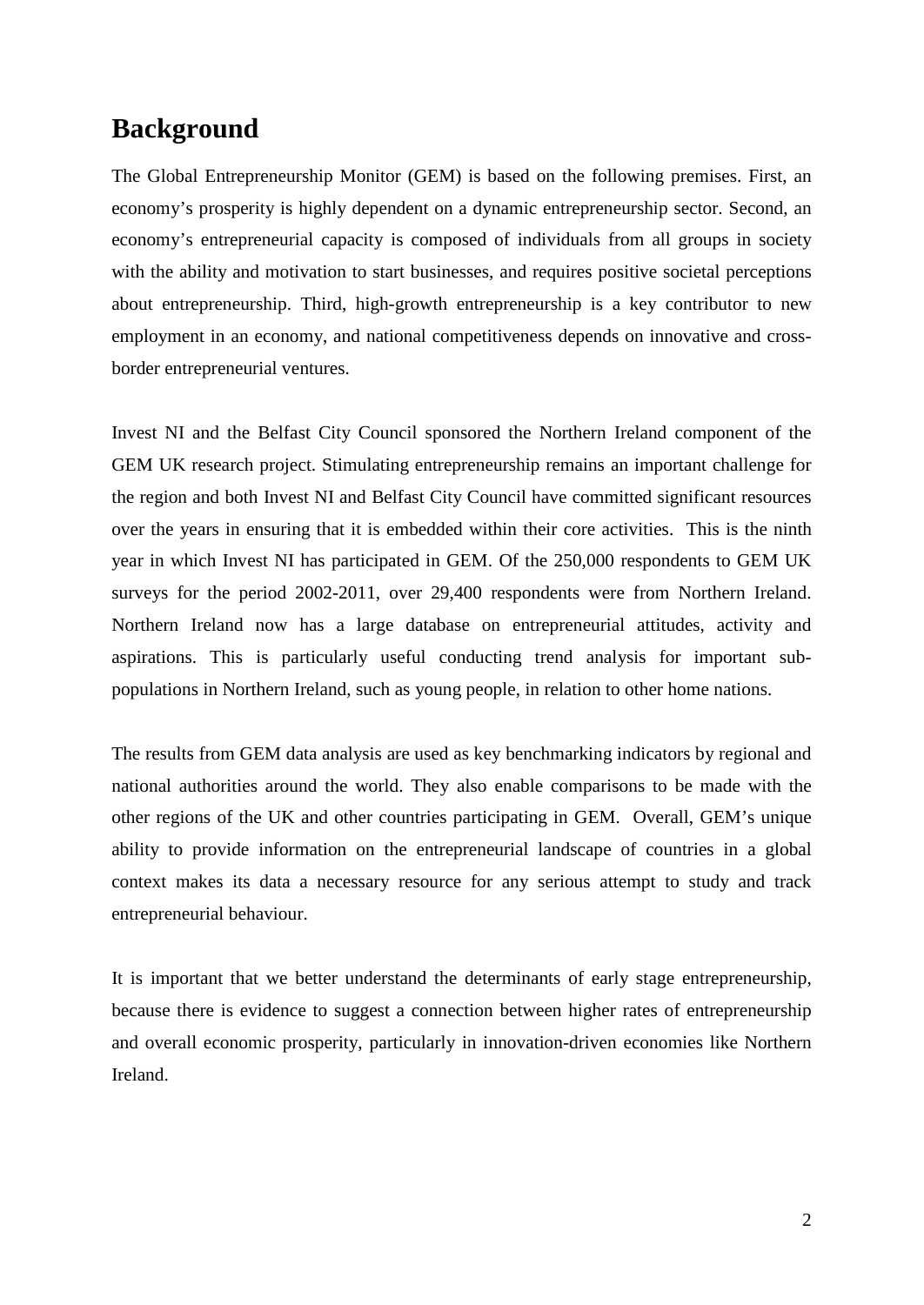## Background

The Global Entrepreneurship Monitor (GEM) is based on the following premises. First, an economy's prosperity is highly dependent on a dynamic entrepreneurship sector. Second, an economy's entrepreneurial capacity is composed of individuals from all groups in society with the ability and motivation to start businesses, and requires positive societal perceptions about entrepreneurship. Third, high-growth entrepreneurship is a key contributor to new employment in an economy, and national competitiveness depends on innovative and cross-border entrepreneurial ventures.

Invest NI and the Belfast City Council sponsored the Northern Ireland component of the GEM UK research project. Stimulating entrepreneurship remains an important challenge for the region and both Invest NI and Belfast City Council have committed significant resources over the years in ensuring that it is embedded within their core activities. This is the ninth year in which Invest NI has participated in GEM. Of the 250,000 respondents to GEM UK surveys for the period 2002-2011, over 29,400 respondents were from Northern Ireland. Northern Ireland now has a large database on entrepreneurial attitudes, activity and aspirations. This is particularly useful conducting trend analysis for important sub-populations in Northern Ireland, such as young people, in relation to other home nations.

The results from GEM data analysis are used as key benchmarking indicators by regional and national authorities around the world. They also enable comparisons to be made with the other regions of the UK and other countries participating in GEM. Overall, GEM's unique ability to provide information on the entrepreneurial landscape of countries in a global context makes its data a necessary resource for any serious attempt to study and track entrepreneurial behaviour.

It is important that we better understand the determinants of early stage entrepreneurship, because there is evidence to suggest a connection between higher rates of entrepreneurship and overall economic prosperity, particularly in innovation-driven economies like Northern Ireland.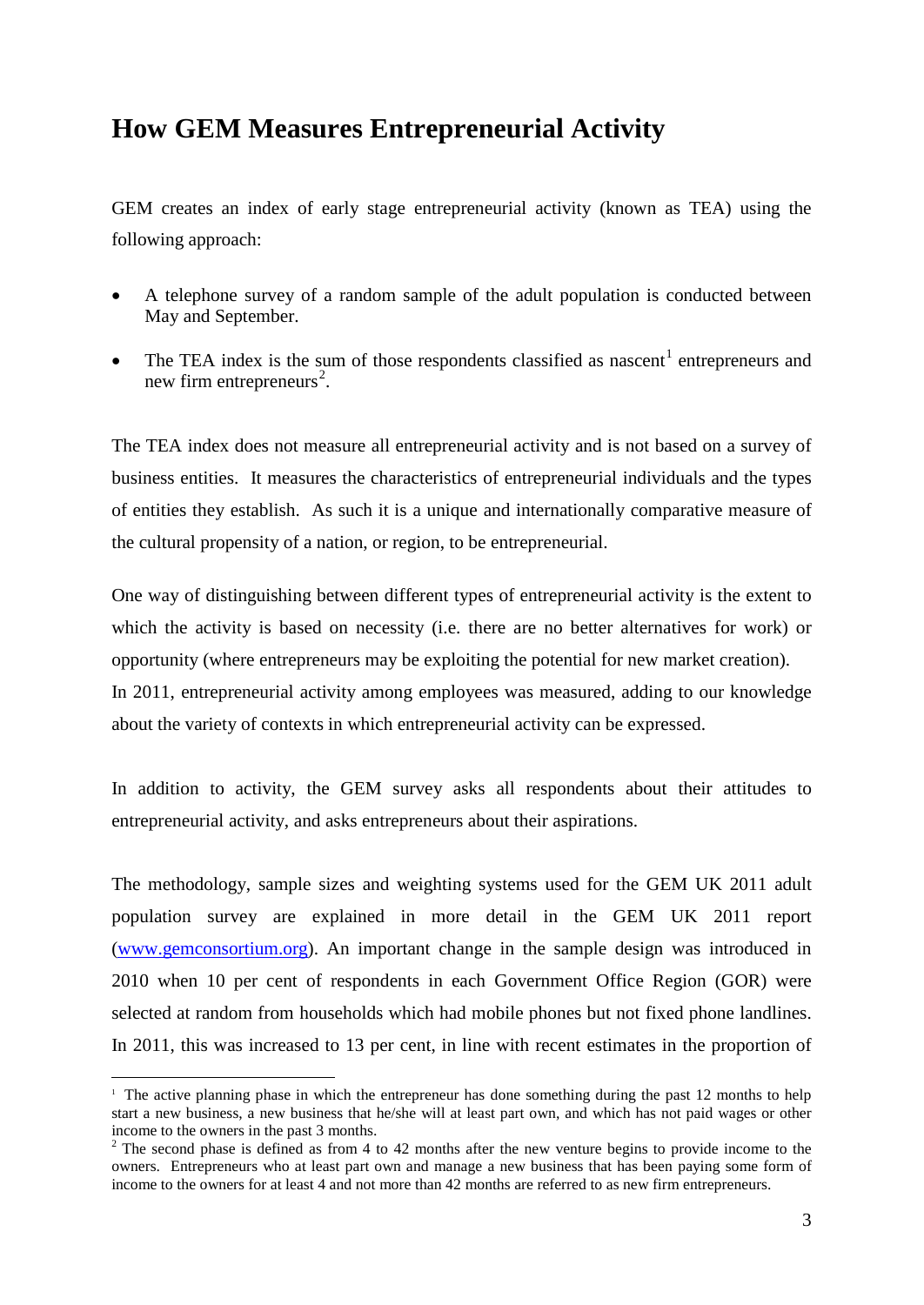# How GEM Measures Entrepreneurial Activity

GEM creates an index of early stage entrepreneurial activity (known as TEA) using the following approach:

- A telephone survey of a random sample of the adult population is conducted between May and September.
- The TEA index is the sum of those respondents classified as nascent[1] entrepreneurs and new firm entrepreneurs[2].

The TEA index does not measure all entrepreneurial activity and is not based on a survey of business entities. It measures the characteristics of entrepreneurial individuals and the types of entities they establish. As such it is a unique and internationally comparative measure of the cultural propensity of a nation, or region, to be entrepreneurial.

One way of distinguishing between different types of entrepreneurial activity is the extent to which the activity is based on necessity (i.e. there are no better alternatives for work) or opportunity (where entrepreneurs may be exploiting the potential for new market creation). In 2011, entrepreneurial activity among employees was measured, adding to our knowledge about the variety of contexts in which entrepreneurial activity can be expressed.

In addition to activity, the GEM survey asks all respondents about their attitudes to entrepreneurial activity, and asks entrepreneurs about their aspirations.

The methodology, sample sizes and weighting systems used for the GEM UK 2011 adult population survey are explained in more detail in the GEM UK 2011 report (www.gemconsortium.org). An important change in the sample design was introduced in 2010 when 10 per cent of respondents in each Government Office Region (GOR) were selected at random from households which had mobile phones but not fixed phone landlines. In 2011, this was increased to 13 per cent, in line with recent estimates in the proportion of

---

[1] The active planning phase in which the entrepreneur has done something during the past 12 months to help start a new business, a new business that he/she will at least part own, and which has not paid wages or other income to the owners in the past 3 months.

[2] The second phase is defined as from 4 to 42 months after the new venture begins to provide income to the owners. Entrepreneurs who at least part own and manage a new business that has been paying some form of income to the owners for at least 4 and not more than 42 months are referred to as new firm entrepreneurs.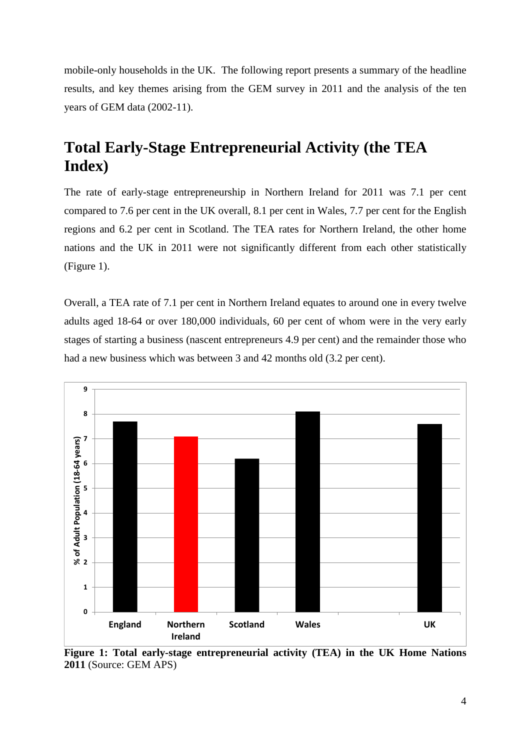mobile-only households in the UK. The following report presents a summary of the headline results, and key themes arising from the GEM survey in 2011 and the analysis of the ten years of GEM data (2002-11).

# Total Early-Stage Entrepreneurial Activity (the TEA Index)

The rate of early-stage entrepreneurship in Northern Ireland for 2011 was 7.1 per cent compared to 7.6 per cent in the UK overall, 8.1 per cent in Wales, 7.7 per cent for the English regions and 6.2 per cent in Scotland. The TEA rates for Northern Ireland, the other home nations and the UK in 2011 were not significantly different from each other statistically (Figure 1).

Overall, a TEA rate of 7.1 per cent in Northern Ireland equates to around one in every twelve adults aged 18-64 or over 180,000 individuals, 60 per cent of whom were in the very early stages of starting a business (nascent entrepreneurs 4.9 per cent) and the remainder those who had a new business which was between 3 and 42 months old (3.2 per cent).

**Figure 1: Total early-stage entrepreneurial activity (TEA) in the UK Home Nations 2011** (Source: GEM APS)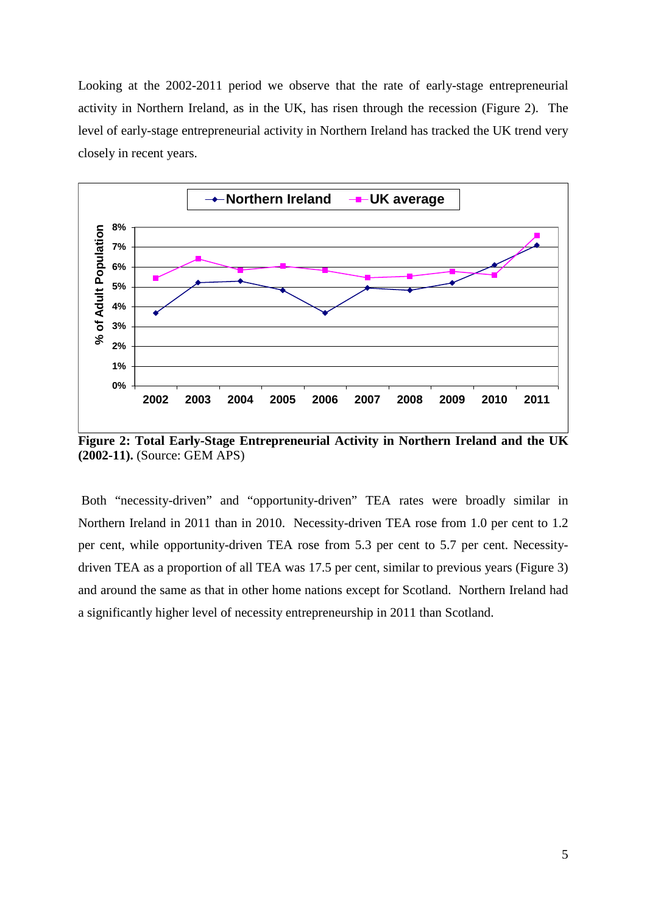Looking at the 2002-2011 period we observe that the rate of early-stage entrepreneurial activity in Northern Ireland, as in the UK, has risen through the recession (Figure 2). The level of early-stage entrepreneurial activity in Northern Ireland has tracked the UK trend very closely in recent years.

**Figure 2: Total Early-Stage Entrepreneurial Activity in Northern Ireland and the UK (2002-11).** (Source: GEM APS)

Both "necessity-driven" and "opportunity-driven" TEA rates were broadly similar in Northern Ireland in 2011 than in 2010. Necessity-driven TEA rose from 1.0 per cent to 1.2 per cent, while opportunity-driven TEA rose from 5.3 per cent to 5.7 per cent. Necessity-driven TEA as a proportion of all TEA was 17.5 per cent, similar to previous years (Figure 3) and around the same as that in other home nations except for Scotland. Northern Ireland had a significantly higher level of necessity entrepreneurship in 2011 than Scotland.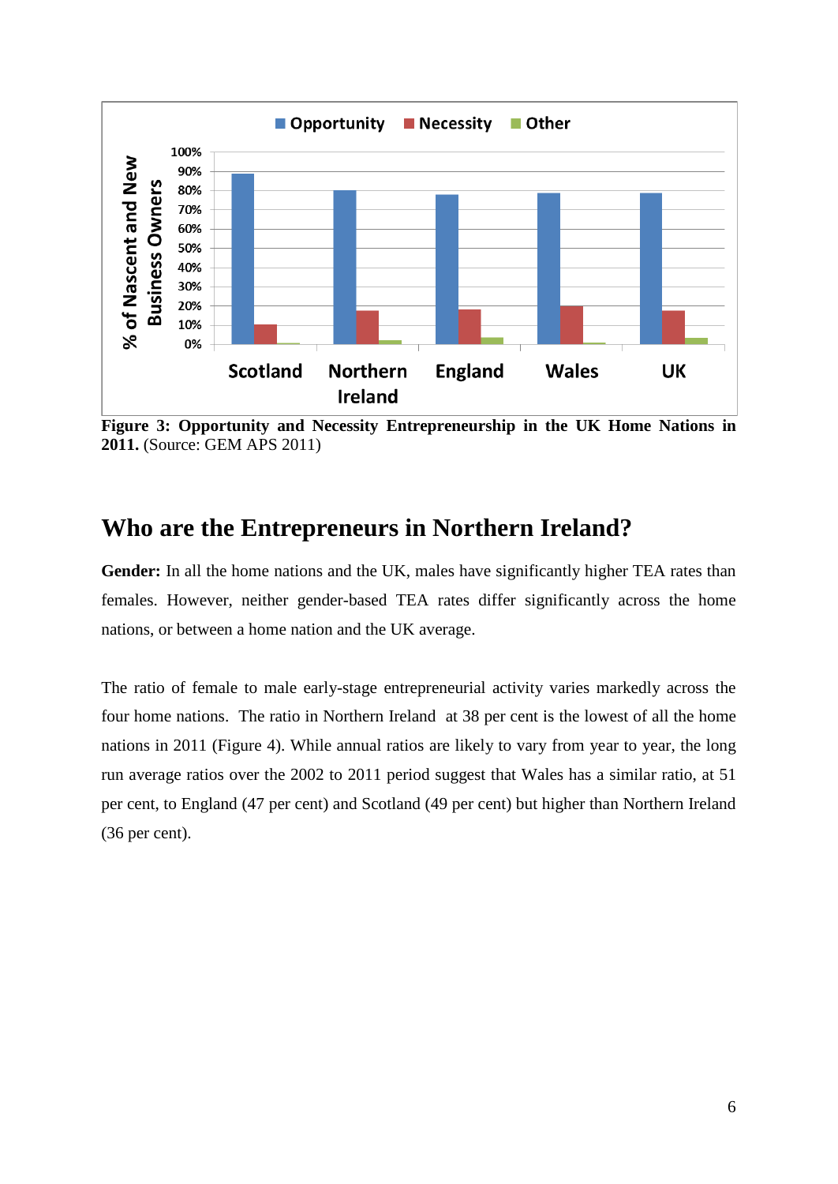**Figure 3: Opportunity and Necessity Entrepreneurship in the UK Home Nations in 2011.** (Source: GEM APS 2011)

## Who are the Entrepreneurs in Northern Ireland?

**Gender:** In all the home nations and the UK, males have significantly higher TEA rates than females. However, neither gender-based TEA rates differ significantly across the home nations, or between a home nation and the UK average.

The ratio of female to male early-stage entrepreneurial activity varies markedly across the four home nations. The ratio in Northern Ireland at 38 per cent is the lowest of all the home nations in 2011 (Figure 4). While annual ratios are likely to vary from year to year, the long run average ratios over the 2002 to 2011 period suggest that Wales has a similar ratio, at 51 per cent, to England (47 per cent) and Scotland (49 per cent) but higher than Northern Ireland (36 per cent).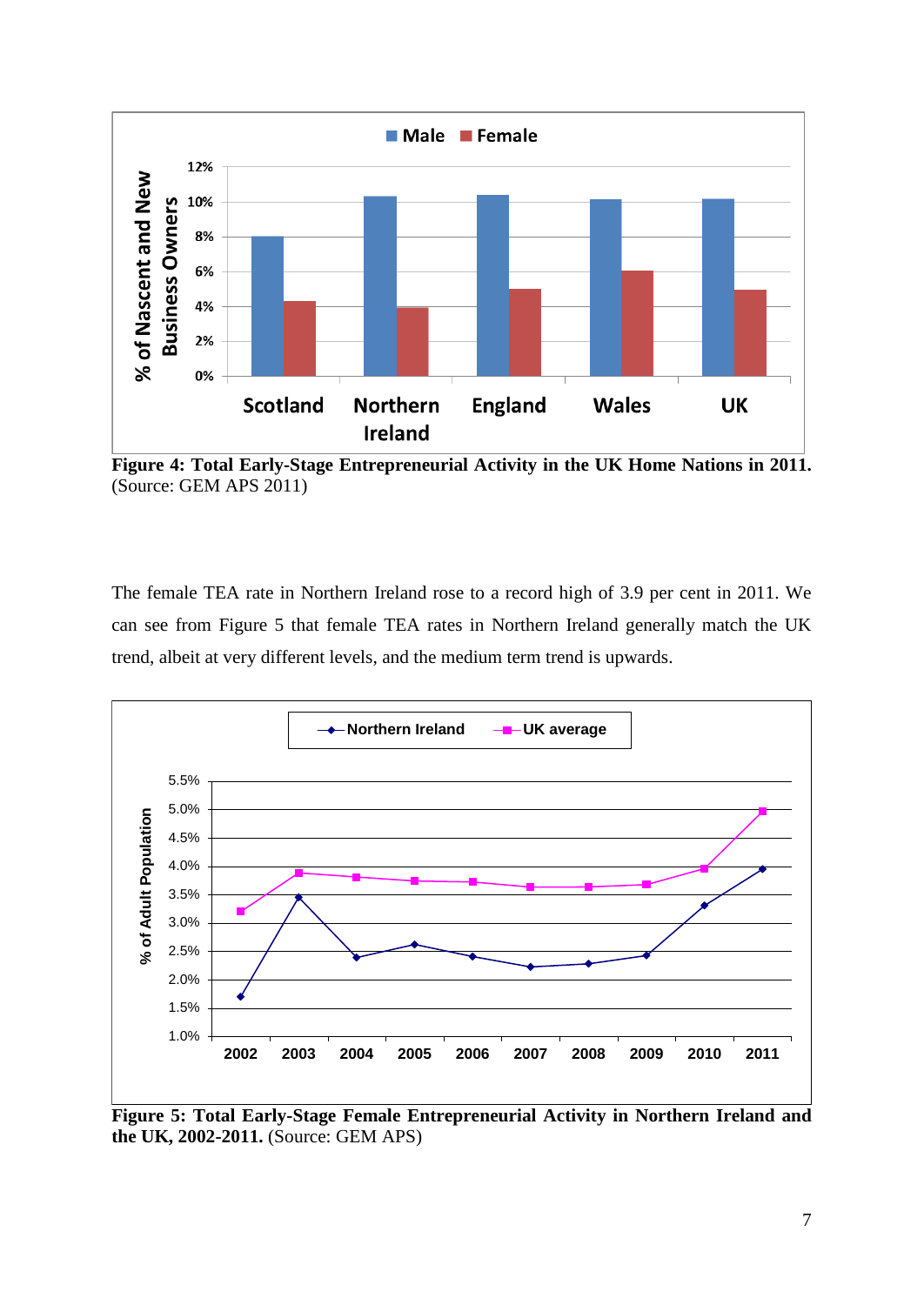**Figure 4: Total Early-Stage Entrepreneurial Activity in the UK Home Nations in 2011.** (Source: GEM APS 2011)

The female TEA rate in Northern Ireland rose to a record high of 3.9 per cent in 2011. We can see from Figure 5 that female TEA rates in Northern Ireland generally match the UK trend, albeit at very different levels, and the medium term trend is upwards.

**Figure 5: Total Early-Stage Female Entrepreneurial Activity in Northern Ireland and the UK, 2002-2011.** (Source: GEM APS)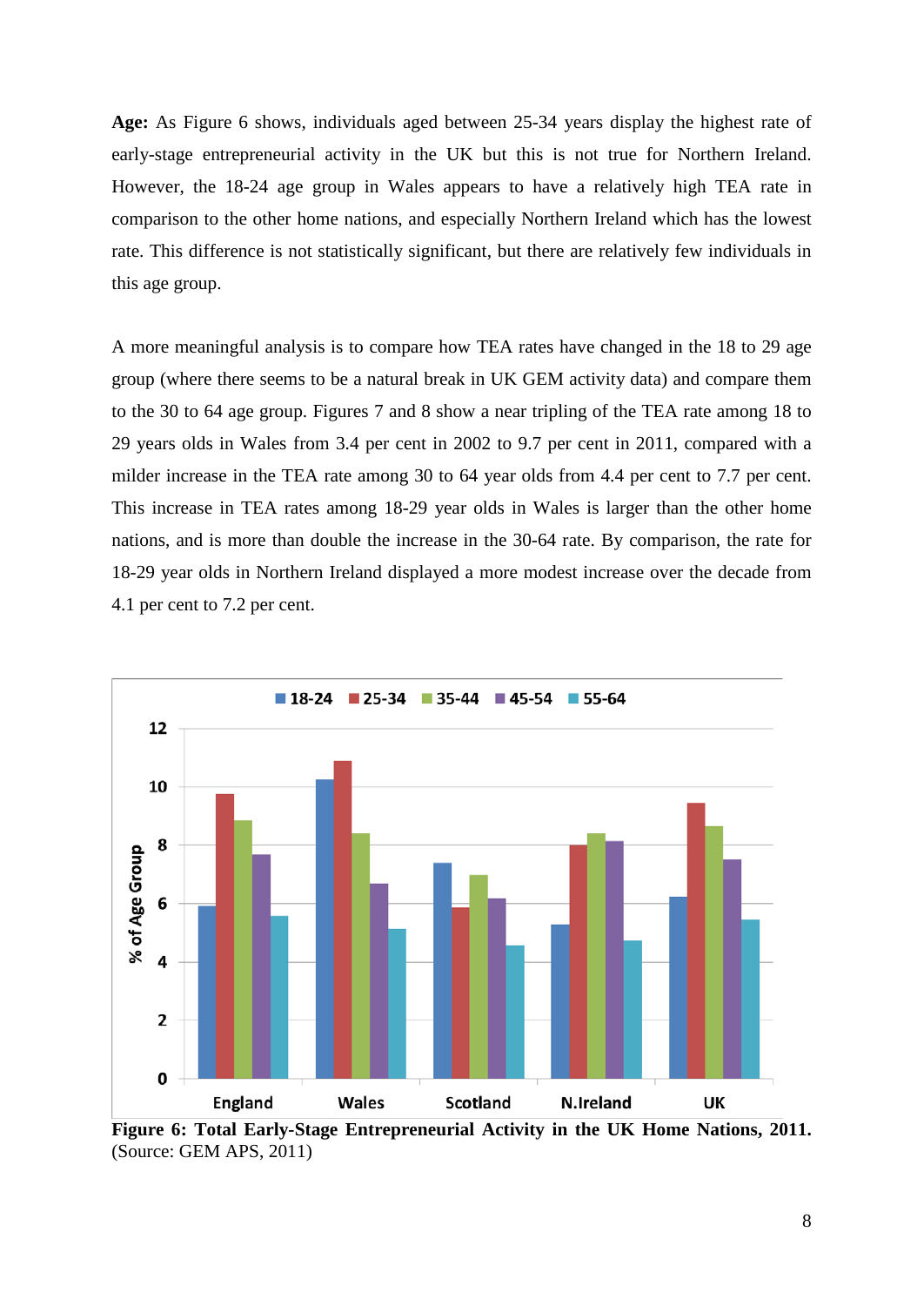**Age:** As Figure 6 shows, individuals aged between 25-34 years display the highest rate of early-stage entrepreneurial activity in the UK but this is not true for Northern Ireland. However, the 18-24 age group in Wales appears to have a relatively high TEA rate in comparison to the other home nations, and especially Northern Ireland which has the lowest rate. This difference is not statistically significant, but there are relatively few individuals in this age group.

A more meaningful analysis is to compare how TEA rates have changed in the 18 to 29 age group (where there seems to be a natural break in UK GEM activity data) and compare them to the 30 to 64 age group. Figures 7 and 8 show a near tripling of the TEA rate among 18 to 29 years olds in Wales from 3.4 per cent in 2002 to 9.7 per cent in 2011, compared with a milder increase in the TEA rate among 30 to 64 year olds from 4.4 per cent to 7.7 per cent. This increase in TEA rates among 18-29 year olds in Wales is larger than the other home nations, and is more than double the increase in the 30-64 rate. By comparison, the rate for 18-29 year olds in Northern Ireland displayed a more modest increase over the decade from 4.1 per cent to 7.2 per cent.

**Figure 6: Total Early-Stage Entrepreneurial Activity in the UK Home Nations, 2011.** (Source: GEM APS, 2011)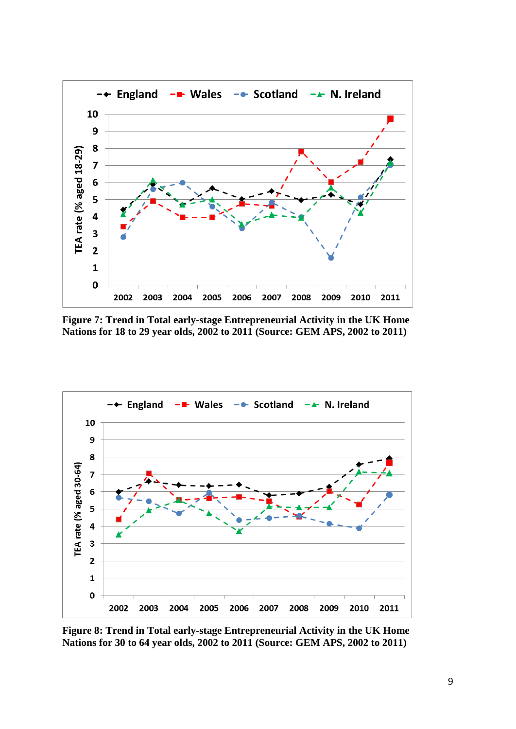**Figure 7: Trend in Total early-stage Entrepreneurial Activity in the UK Home Nations for 18 to 29 year olds, 2002 to 2011 (Source: GEM APS, 2002 to 2011)**

**Figure 8: Trend in Total early-stage Entrepreneurial Activity in the UK Home Nations for 30 to 64 year olds, 2002 to 2011 (Source: GEM APS, 2002 to 2011)**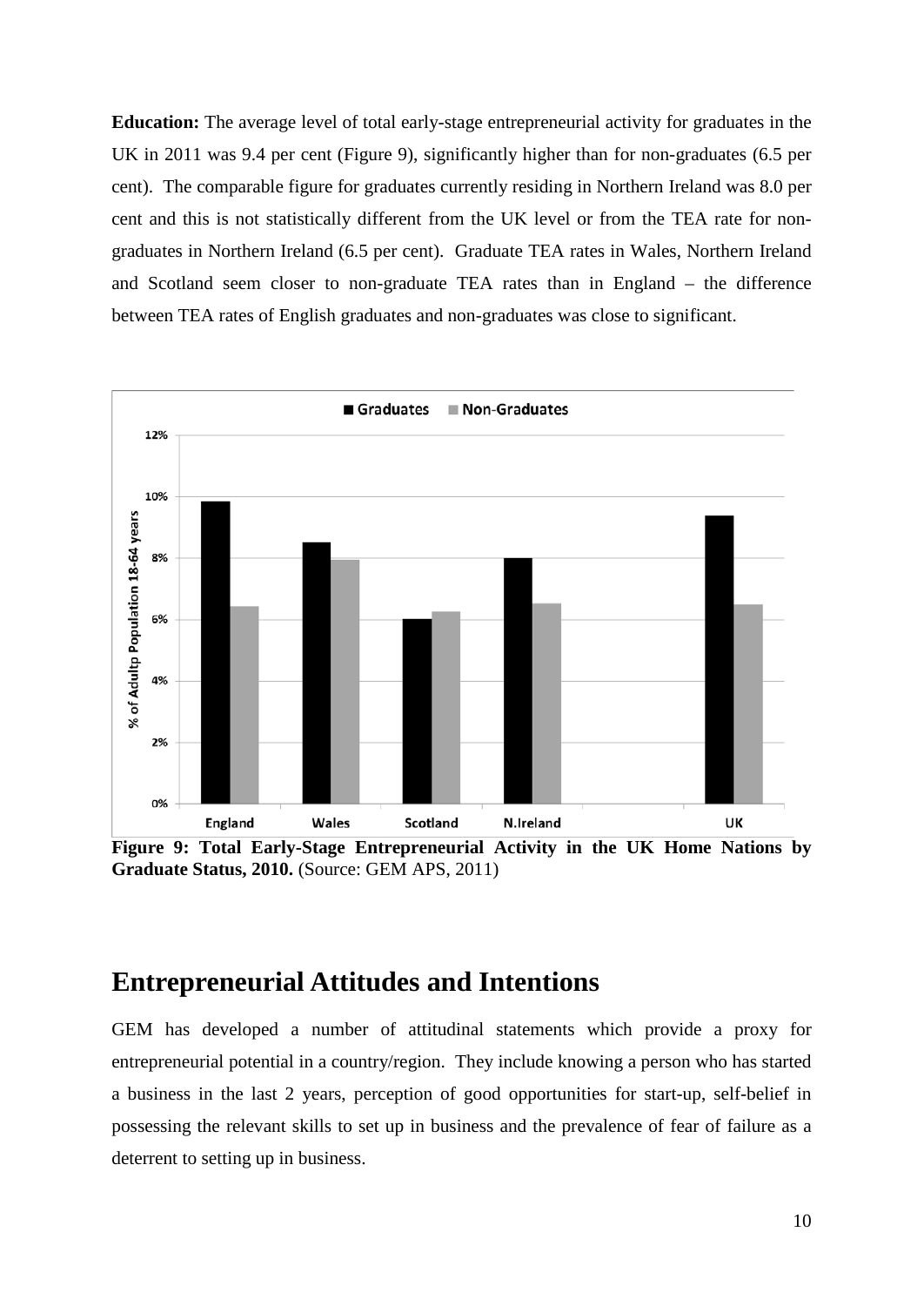**Education:** The average level of total early-stage entrepreneurial activity for graduates in the UK in 2011 was 9.4 per cent (Figure 9), significantly higher than for non-graduates (6.5 per cent). The comparable figure for graduates currently residing in Northern Ireland was 8.0 per cent and this is not statistically different from the UK level or from the TEA rate for non-graduates in Northern Ireland (6.5 per cent). Graduate TEA rates in Wales, Northern Ireland and Scotland seem closer to non-graduate TEA rates than in England – the difference between TEA rates of English graduates and non-graduates was close to significant.

**Figure 9: Total Early-Stage Entrepreneurial Activity in the UK Home Nations by Graduate Status, 2010.** (Source: GEM APS, 2011)

## Entrepreneurial Attitudes and Intentions

GEM has developed a number of attitudinal statements which provide a proxy for entrepreneurial potential in a country/region. They include knowing a person who has started a business in the last 2 years, perception of good opportunities for start-up, self-belief in possessing the relevant skills to set up in business and the prevalence of fear of failure as a deterrent to setting up in business.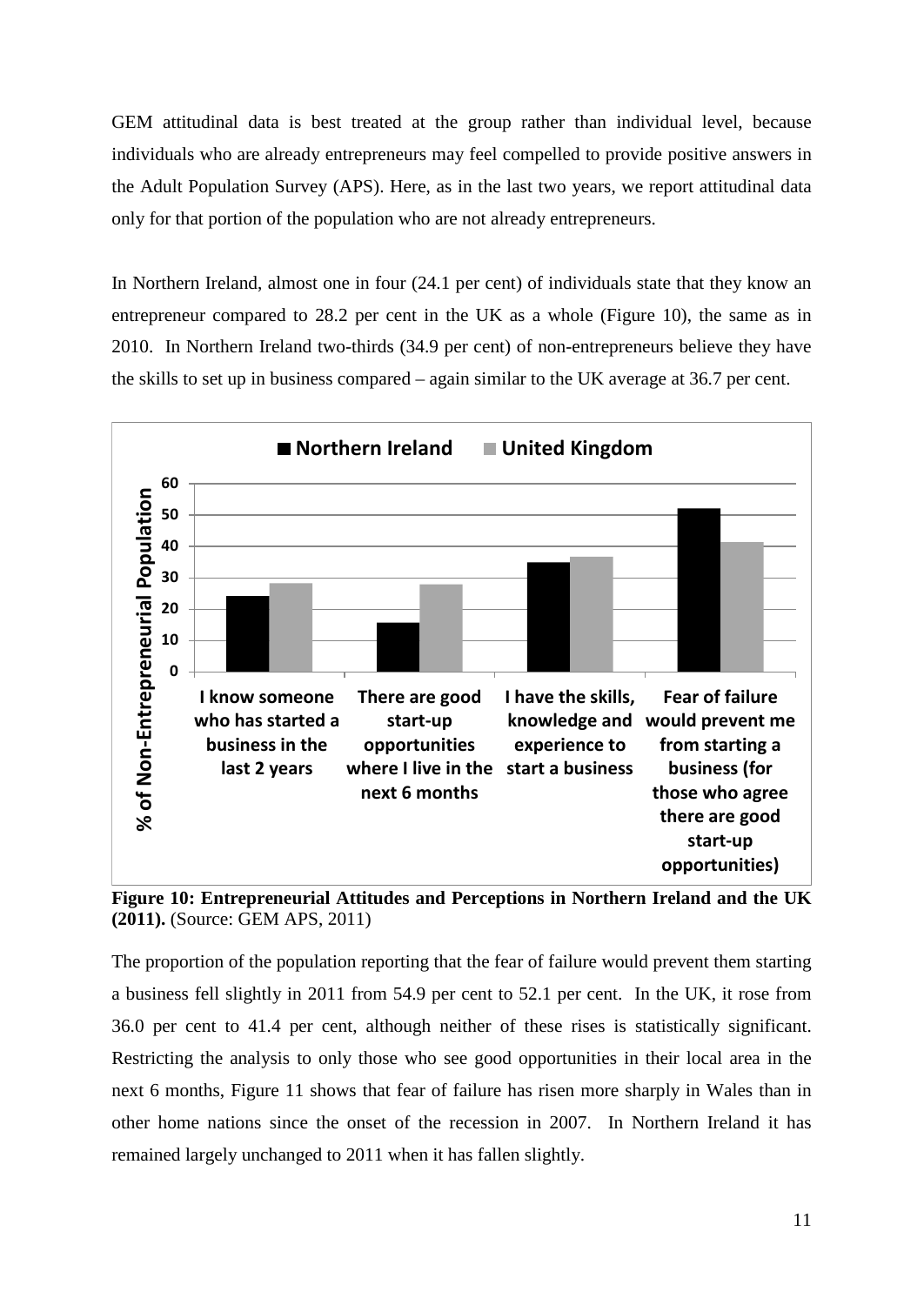GEM attitudinal data is best treated at the group rather than individual level, because individuals who are already entrepreneurs may feel compelled to provide positive answers in the Adult Population Survey (APS). Here, as in the last two years, we report attitudinal data only for that portion of the population who are not already entrepreneurs.

In Northern Ireland, almost one in four (24.1 per cent) of individuals state that they know an entrepreneur compared to 28.2 per cent in the UK as a whole (Figure 10), the same as in 2010. In Northern Ireland two-thirds (34.9 per cent) of non-entrepreneurs believe they have the skills to set up in business compared – again similar to the UK average at 36.7 per cent.

**Figure 10: Entrepreneurial Attitudes and Perceptions in Northern Ireland and the UK (2011).** (Source: GEM APS, 2011)

The proportion of the population reporting that the fear of failure would prevent them starting a business fell slightly in 2011 from 54.9 per cent to 52.1 per cent. In the UK, it rose from 36.0 per cent to 41.4 per cent, although neither of these rises is statistically significant. Restricting the analysis to only those who see good opportunities in their local area in the next 6 months, Figure 11 shows that fear of failure has risen more sharply in Wales than in other home nations since the onset of the recession in 2007. In Northern Ireland it has remained largely unchanged to 2011 when it has fallen slightly.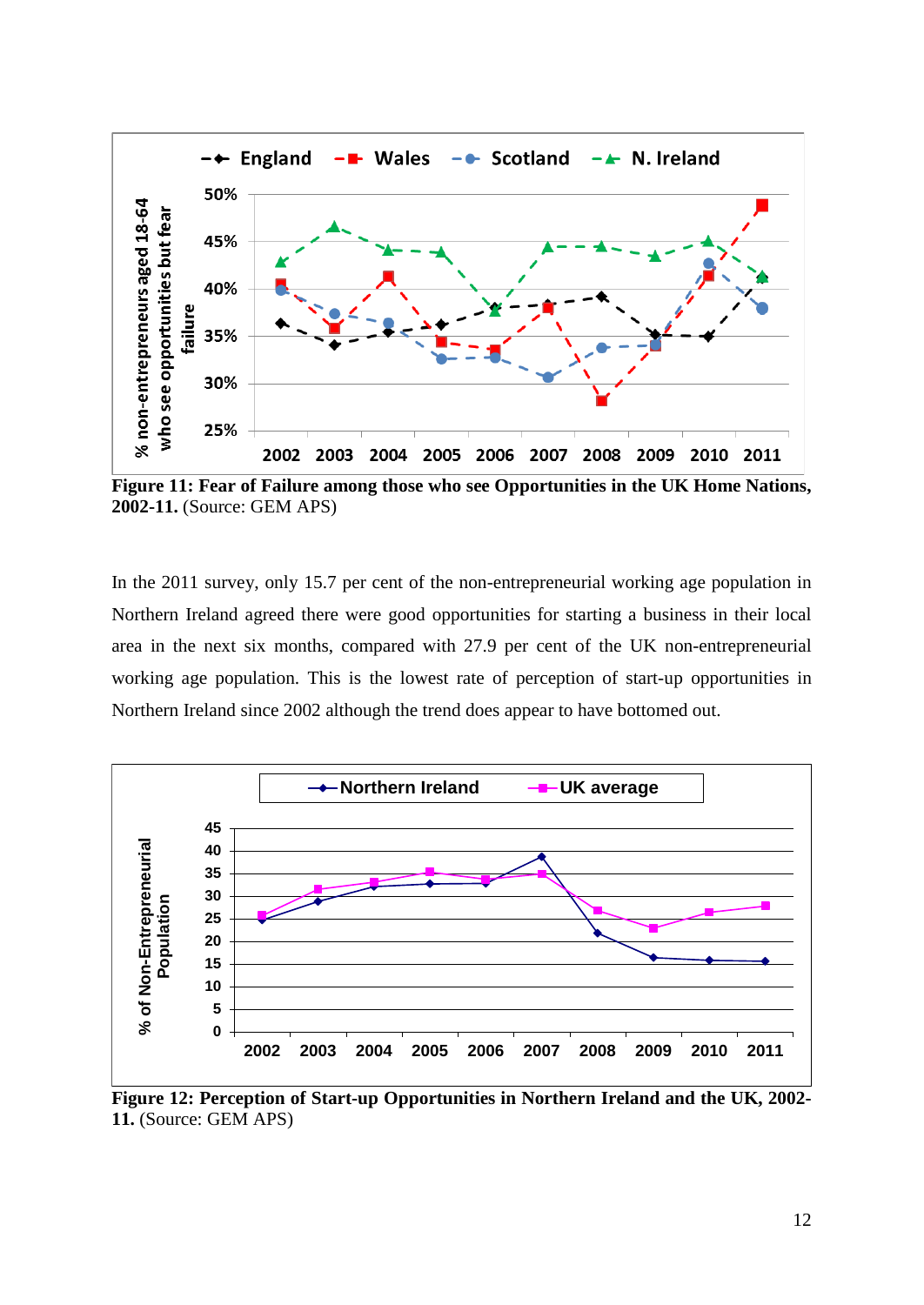**Figure 11: Fear of Failure among those who see Opportunities in the UK Home Nations, 2002-11.** (Source: GEM APS)

In the 2011 survey, only 15.7 per cent of the non-entrepreneurial working age population in Northern Ireland agreed there were good opportunities for starting a business in their local area in the next six months, compared with 27.9 per cent of the UK non-entrepreneurial working age population. This is the lowest rate of perception of start-up opportunities in Northern Ireland since 2002 although the trend does appear to have bottomed out.

**Figure 12: Perception of Start-up Opportunities in Northern Ireland and the UK, 2002-11.** (Source: GEM APS)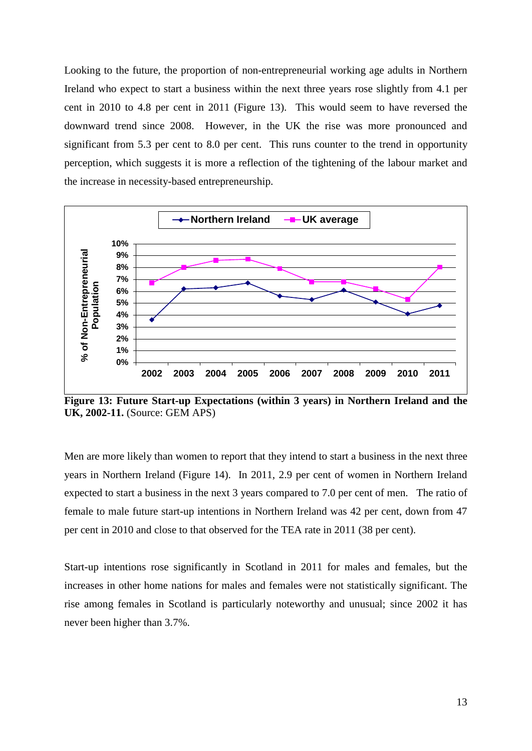Looking to the future, the proportion of non-entrepreneurial working age adults in Northern Ireland who expect to start a business within the next three years rose slightly from 4.1 per cent in 2010 to 4.8 per cent in 2011 (Figure 13). This would seem to have reversed the downward trend since 2008. However, in the UK the rise was more pronounced and significant from 5.3 per cent to 8.0 per cent. This runs counter to the trend in opportunity perception, which suggests it is more a reflection of the tightening of the labour market and the increase in necessity-based entrepreneurship.

**Figure 13: Future Start-up Expectations (within 3 years) in Northern Ireland and the UK, 2002-11.** (Source: GEM APS)

Men are more likely than women to report that they intend to start a business in the next three years in Northern Ireland (Figure 14). In 2011, 2.9 per cent of women in Northern Ireland expected to start a business in the next 3 years compared to 7.0 per cent of men. The ratio of female to male future start-up intentions in Northern Ireland was 42 per cent, down from 47 per cent in 2010 and close to that observed for the TEA rate in 2011 (38 per cent).

Start-up intentions rose significantly in Scotland in 2011 for males and females, but the increases in other home nations for males and females were not statistically significant. The rise among females in Scotland is particularly noteworthy and unusual; since 2002 it has never been higher than 3.7%.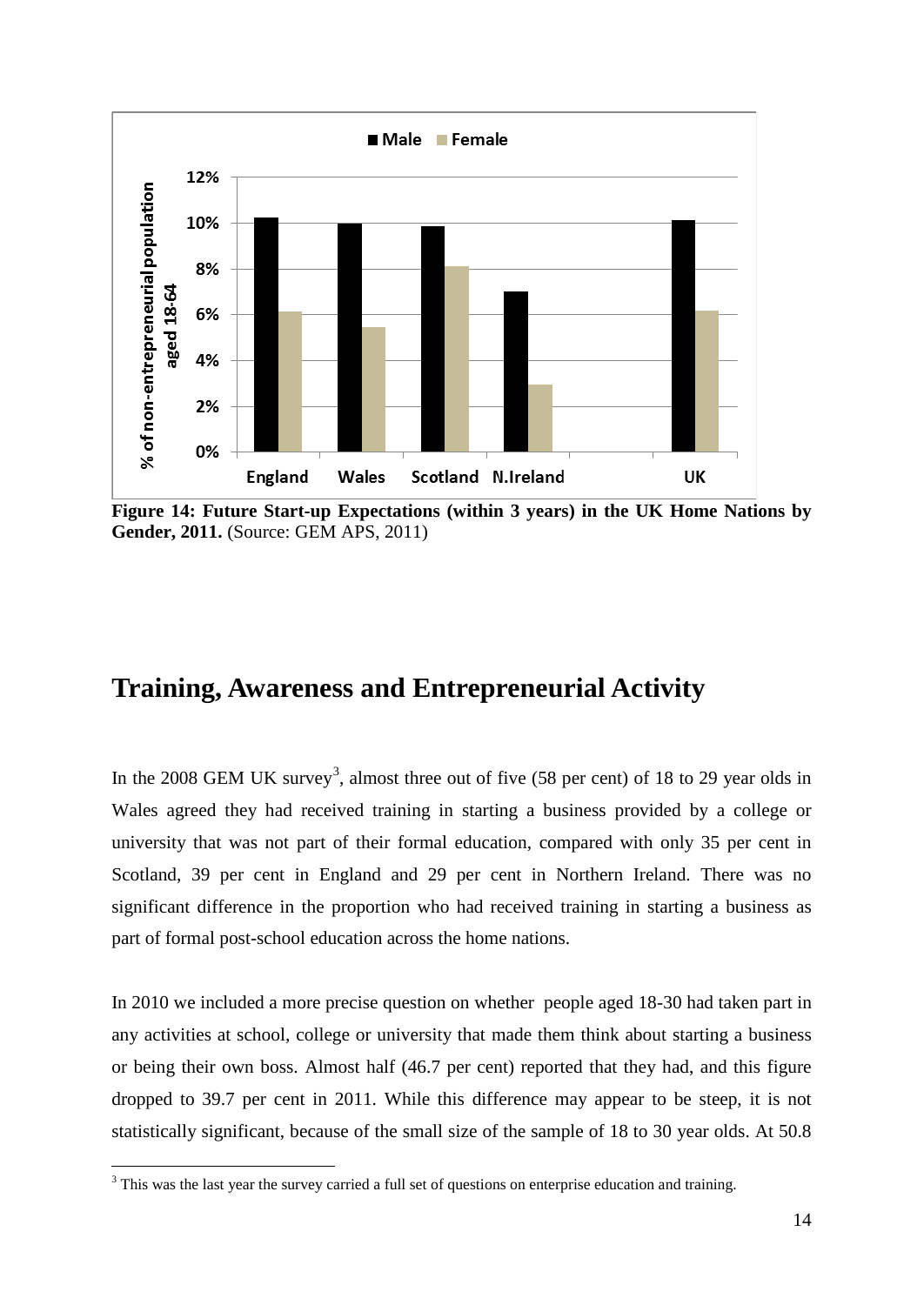**Figure 14: Future Start-up Expectations (within 3 years) in the UK Home Nations by Gender, 2011.** (Source: GEM APS, 2011)

## Training, Awareness and Entrepreneurial Activity

In the 2008 GEM UK survey[3], almost three out of five (58 per cent) of 18 to 29 year olds in Wales agreed they had received training in starting a business provided by a college or university that was not part of their formal education, compared with only 35 per cent in Scotland, 39 per cent in England and 29 per cent in Northern Ireland. There was no significant difference in the proportion who had received training in starting a business as part of formal post-school education across the home nations.

In 2010 we included a more precise question on whether people aged 18-30 had taken part in any activities at school, college or university that made them think about starting a business or being their own boss. Almost half (46.7 per cent) reported that they had, and this figure dropped to 39.7 per cent in 2011. While this difference may appear to be steep, it is not statistically significant, because of the small size of the sample of 18 to 30 year olds. At 50.8

[3] This was the last year the survey carried a full set of questions on enterprise education and training.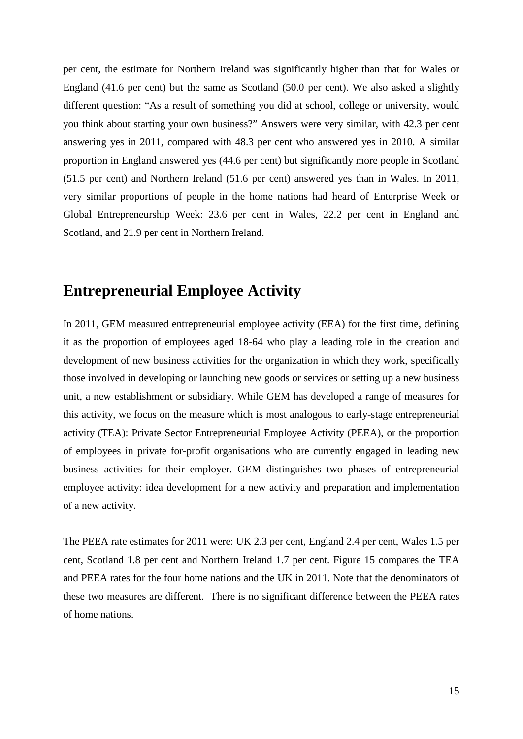per cent, the estimate for Northern Ireland was significantly higher than that for Wales or England (41.6 per cent) but the same as Scotland (50.0 per cent). We also asked a slightly different question: "As a result of something you did at school, college or university, would you think about starting your own business?" Answers were very similar, with 42.3 per cent answering yes in 2011, compared with 48.3 per cent who answered yes in 2010. A similar proportion in England answered yes (44.6 per cent) but significantly more people in Scotland (51.5 per cent) and Northern Ireland (51.6 per cent) answered yes than in Wales. In 2011, very similar proportions of people in the home nations had heard of Enterprise Week or Global Entrepreneurship Week: 23.6 per cent in Wales, 22.2 per cent in England and Scotland, and 21.9 per cent in Northern Ireland.

## Entrepreneurial Employee Activity

In 2011, GEM measured entrepreneurial employee activity (EEA) for the first time, defining it as the proportion of employees aged 18-64 who play a leading role in the creation and development of new business activities for the organization in which they work, specifically those involved in developing or launching new goods or services or setting up a new business unit, a new establishment or subsidiary. While GEM has developed a range of measures for this activity, we focus on the measure which is most analogous to early-stage entrepreneurial activity (TEA): Private Sector Entrepreneurial Employee Activity (PEEA), or the proportion of employees in private for-profit organisations who are currently engaged in leading new business activities for their employer. GEM distinguishes two phases of entrepreneurial employee activity: idea development for a new activity and preparation and implementation of a new activity.

The PEEA rate estimates for 2011 were: UK 2.3 per cent, England 2.4 per cent, Wales 1.5 per cent, Scotland 1.8 per cent and Northern Ireland 1.7 per cent. Figure 15 compares the TEA and PEEA rates for the four home nations and the UK in 2011. Note that the denominators of these two measures are different. There is no significant difference between the PEEA rates of home nations.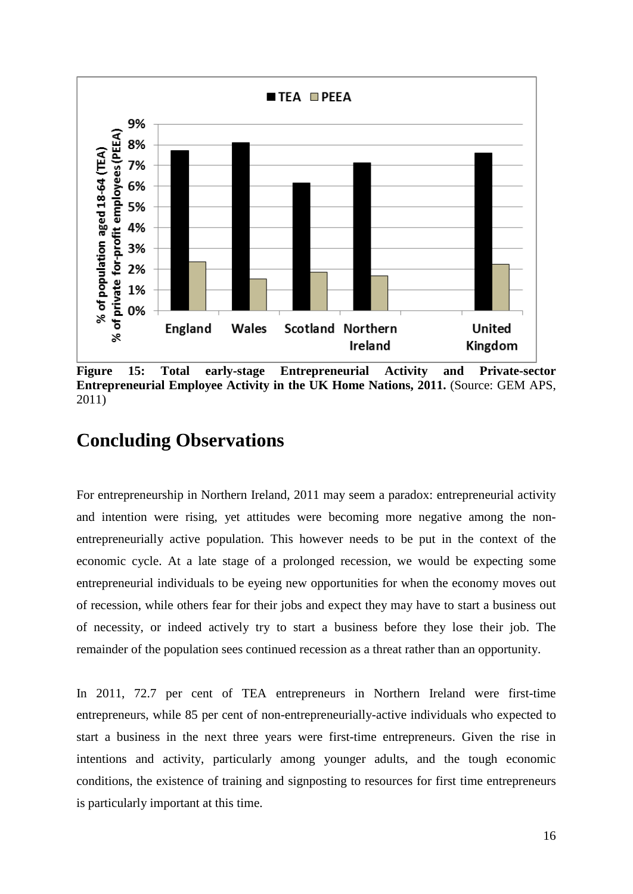**Figure 15: Total early-stage Entrepreneurial Activity and Private-sector Entrepreneurial Employee Activity in the UK Home Nations, 2011.** (Source: GEM APS, 2011)

## Concluding Observations

For entrepreneurship in Northern Ireland, 2011 may seem a paradox: entrepreneurial activity and intention were rising, yet attitudes were becoming more negative among the non-entrepreneurially active population. This however needs to be put in the context of the economic cycle. At a late stage of a prolonged recession, we would be expecting some entrepreneurial individuals to be eyeing new opportunities for when the economy moves out of recession, while others fear for their jobs and expect they may have to start a business out of necessity, or indeed actively try to start a business before they lose their job. The remainder of the population sees continued recession as a threat rather than an opportunity.

In 2011, 72.7 per cent of TEA entrepreneurs in Northern Ireland were first-time entrepreneurs, while 85 per cent of non-entrepreneurially-active individuals who expected to start a business in the next three years were first-time entrepreneurs. Given the rise in intentions and activity, particularly among younger adults, and the tough economic conditions, the existence of training and signposting to resources for first time entrepreneurs is particularly important at this time.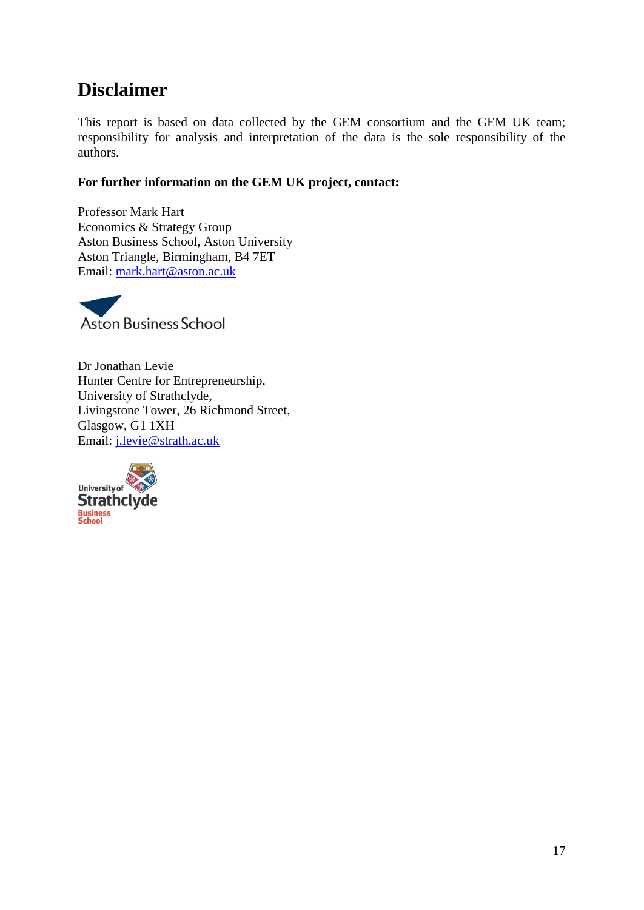# Disclaimer

This report is based on data collected by the GEM consortium and the GEM UK team; responsibility for analysis and interpretation of the data is the sole responsibility of the authors.

**For further information on the GEM UK project, contact:**

Professor Mark Hart
Economics & Strategy Group
Aston Business School, Aston University
Aston Triangle, Birmingham, B4 7ET
Email: mark.hart@aston.ac.uk

Aston Business School

Dr Jonathan Levie
Hunter Centre for Entrepreneurship,
University of Strathclyde,
Livingstone Tower, 26 Richmond Street,
Glasgow, G1 1XH
Email: j.levie@strath.ac.uk

University of Strathclyde Business School